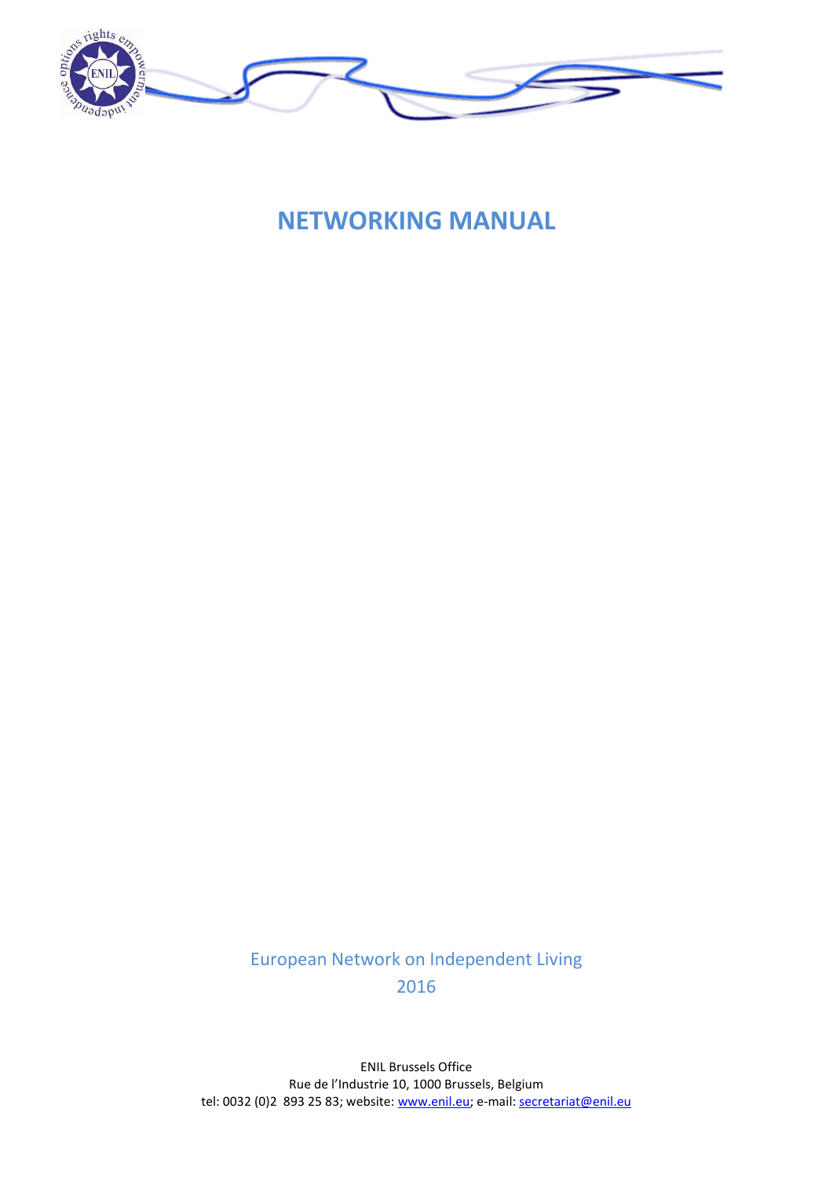# NETWORKING MANUAL

European Network on Independent Living
2016

ENIL Brussels Office
Rue de l'Industrie 10, 1000 Brussels, Belgium
tel: 0032 (0)2 893 25 83; website: www.enil.eu; e-mail: secretariat@enil.eu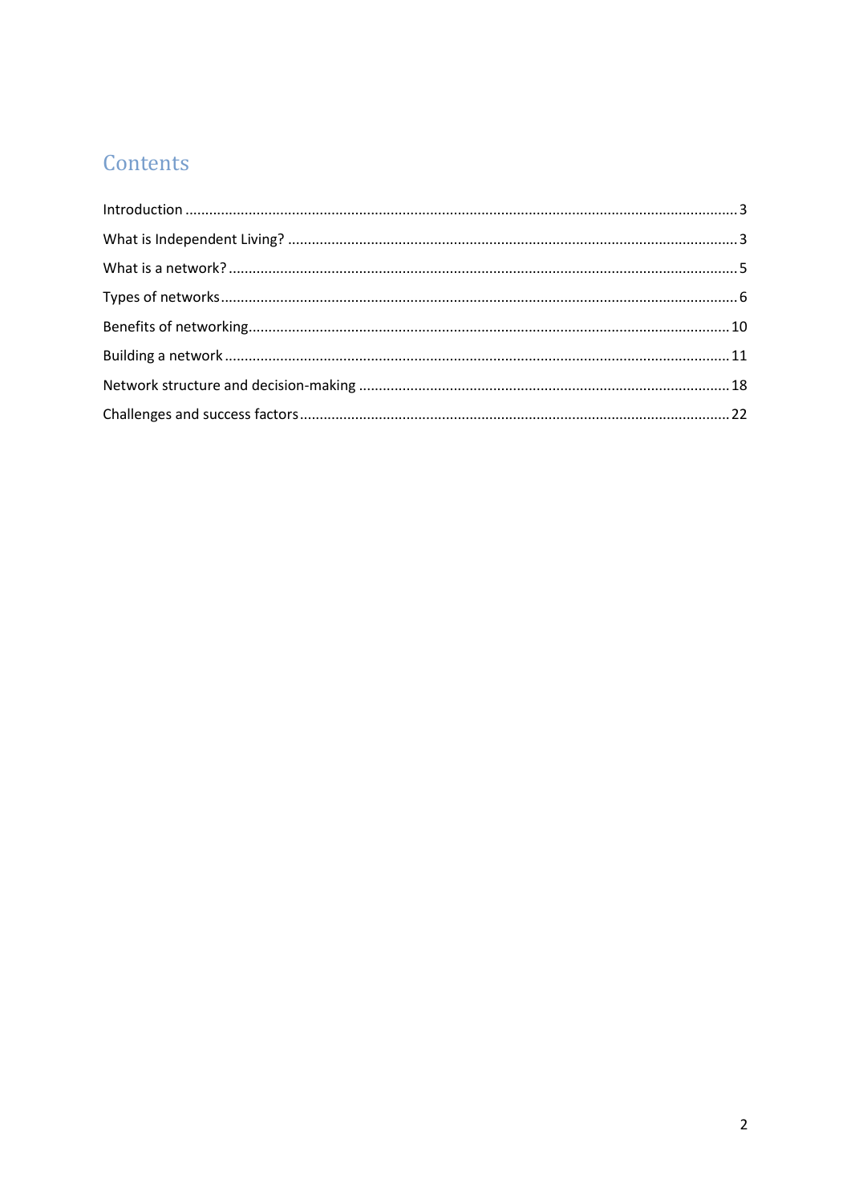# Contents

- Introduction ........ 3
- What is Independent Living? ........ 3
- What is a network? ........ 5
- Types of networks ........ 6
- Benefits of networking ........ 10
- Building a network ........ 11
- Network structure and decision-making ........ 18
- Challenges and success factors ........ 22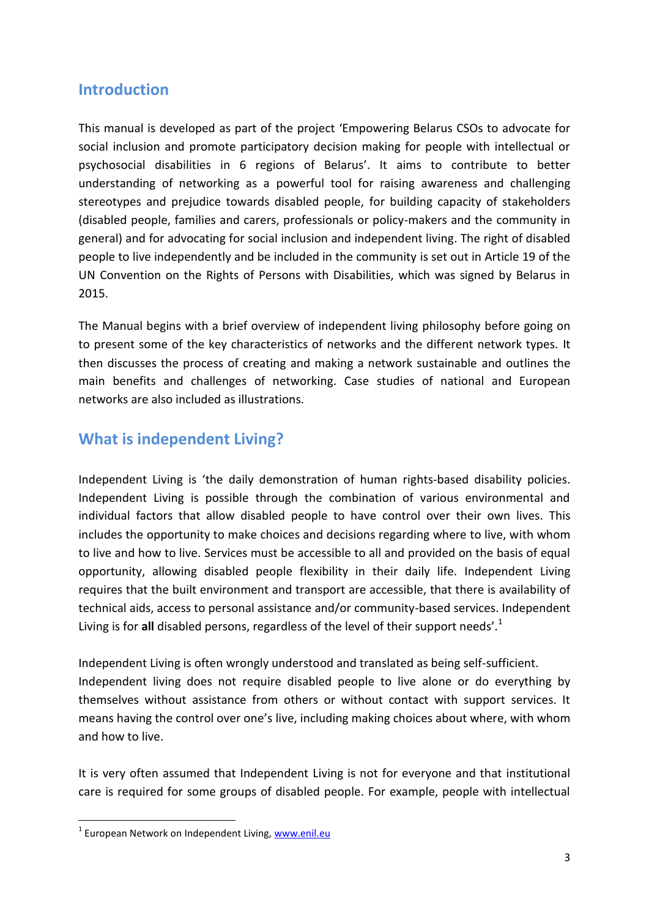## Introduction

This manual is developed as part of the project 'Empowering Belarus CSOs to advocate for social inclusion and promote participatory decision making for people with intellectual or psychosocial disabilities in 6 regions of Belarus'. It aims to contribute to better understanding of networking as a powerful tool for raising awareness and challenging stereotypes and prejudice towards disabled people, for building capacity of stakeholders (disabled people, families and carers, professionals or policy-makers and the community in general) and for advocating for social inclusion and independent living. The right of disabled people to live independently and be included in the community is set out in Article 19 of the UN Convention on the Rights of Persons with Disabilities, which was signed by Belarus in 2015.

The Manual begins with a brief overview of independent living philosophy before going on to present some of the key characteristics of networks and the different network types. It then discusses the process of creating and making a network sustainable and outlines the main benefits and challenges of networking. Case studies of national and European networks are also included as illustrations.

## What is independent Living?

Independent Living is 'the daily demonstration of human rights-based disability policies. Independent Living is possible through the combination of various environmental and individual factors that allow disabled people to have control over their own lives. This includes the opportunity to make choices and decisions regarding where to live, with whom to live and how to live. Services must be accessible to all and provided on the basis of equal opportunity, allowing disabled people flexibility in their daily life. Independent Living requires that the built environment and transport are accessible, that there is availability of technical aids, access to personal assistance and/or community-based services. Independent Living is for **all** disabled persons, regardless of the level of their support needs'.[1]

Independent Living is often wrongly understood and translated as being self-sufficient.
Independent living does not require disabled people to live alone or do everything by themselves without assistance from others or without contact with support services. It means having the control over one's live, including making choices about where, with whom and how to live.

It is very often assumed that Independent Living is not for everyone and that institutional care is required for some groups of disabled people. For example, people with intellectual

---

[1] European Network on Independent Living, www.enil.eu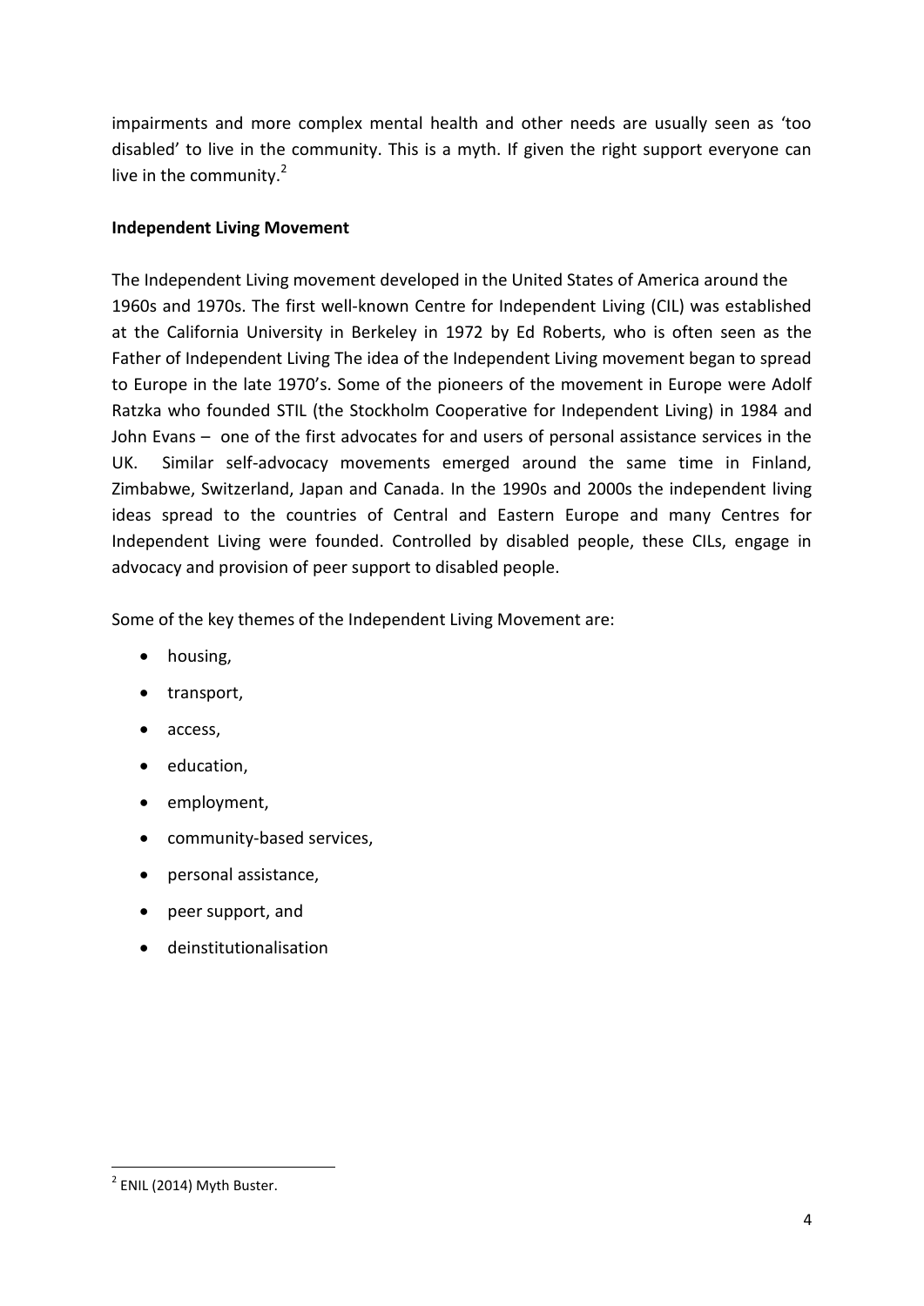impairments and more complex mental health and other needs are usually seen as 'too disabled' to live in the community. This is a myth. If given the right support everyone can live in the community.[2]

**Independent Living Movement**

The Independent Living movement developed in the United States of America around the 1960s and 1970s. The first well-known Centre for Independent Living (CIL) was established at the California University in Berkeley in 1972 by Ed Roberts, who is often seen as the Father of Independent Living The idea of the Independent Living movement began to spread to Europe in the late 1970's. Some of the pioneers of the movement in Europe were Adolf Ratzka who founded STIL (the Stockholm Cooperative for Independent Living) in 1984 and John Evans – one of the first advocates for and users of personal assistance services in the UK. Similar self-advocacy movements emerged around the same time in Finland, Zimbabwe, Switzerland, Japan and Canada. In the 1990s and 2000s the independent living ideas spread to the countries of Central and Eastern Europe and many Centres for Independent Living were founded. Controlled by disabled people, these CILs, engage in advocacy and provision of peer support to disabled people.

Some of the key themes of the Independent Living Movement are:

- housing,
- transport,
- access,
- education,
- employment,
- community-based services,
- personal assistance,
- peer support, and
- deinstitutionalisation

[2] ENIL (2014) Myth Buster.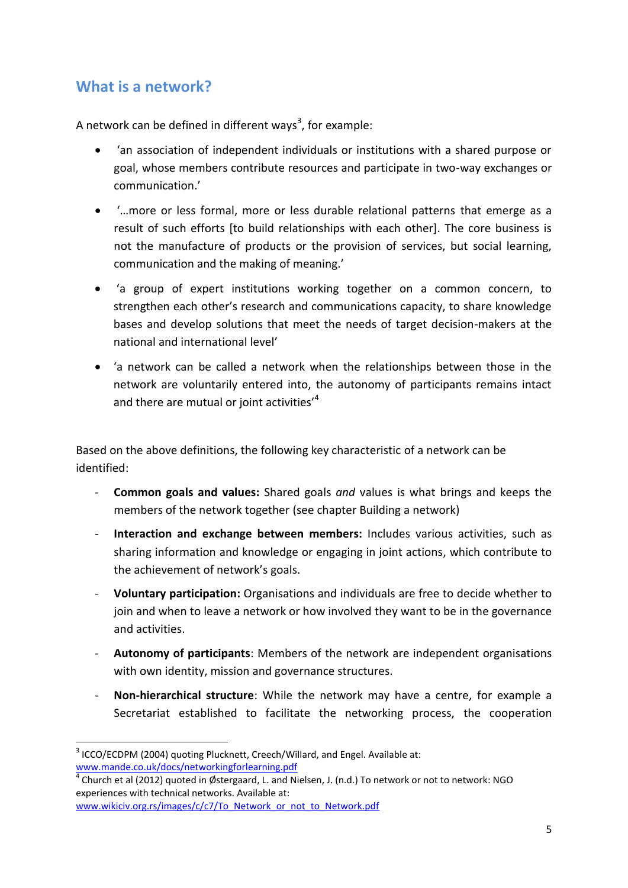## What is a network?

A network can be defined in different ways[3], for example:

- 'an association of independent individuals or institutions with a shared purpose or goal, whose members contribute resources and participate in two-way exchanges or communication.'
- '…more or less formal, more or less durable relational patterns that emerge as a result of such efforts [to build relationships with each other]. The core business is not the manufacture of products or the provision of services, but social learning, communication and the making of meaning.'
- 'a group of expert institutions working together on a common concern, to strengthen each other's research and communications capacity, to share knowledge bases and develop solutions that meet the needs of target decision-makers at the national and international level'
- 'a network can be called a network when the relationships between those in the network are voluntarily entered into, the autonomy of participants remains intact and there are mutual or joint activities'[4]

Based on the above definitions, the following key characteristic of a network can be identified:

- **Common goals and values:** Shared goals *and* values is what brings and keeps the members of the network together (see chapter Building a network)
- **Interaction and exchange between members:** Includes various activities, such as sharing information and knowledge or engaging in joint actions, which contribute to the achievement of network's goals.
- **Voluntary participation:** Organisations and individuals are free to decide whether to join and when to leave a network or how involved they want to be in the governance and activities.
- **Autonomy of participants**: Members of the network are independent organisations with own identity, mission and governance structures.
- **Non-hierarchical structure**: While the network may have a centre, for example a Secretariat established to facilitate the networking process, the cooperation

---

[3] ICCO/ECDPM (2004) quoting Plucknett, Creech/Willard, and Engel. Available at: www.mande.co.uk/docs/networkingforlearning.pdf

[4] Church et al (2012) quoted in Østergaard, L. and Nielsen, J. (n.d.) To network or not to network: NGO experiences with technical networks. Available at: www.wikiciv.org.rs/images/c/c7/To_Network_or_not_to_Network.pdf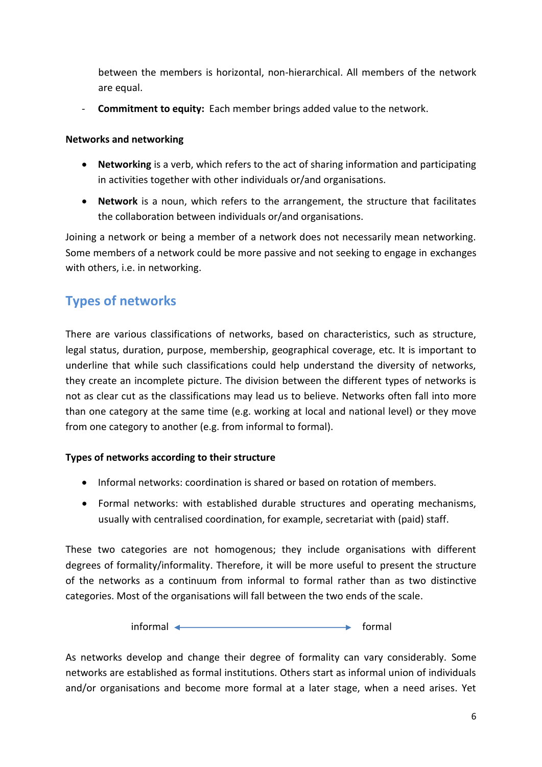between the members is horizontal, non-hierarchical. All members of the network are equal.

- **Commitment to equity:** Each member brings added value to the network.

**Networks and networking**

- **Networking** is a verb, which refers to the act of sharing information and participating in activities together with other individuals or/and organisations.
- **Network** is a noun, which refers to the arrangement, the structure that facilitates the collaboration between individuals or/and organisations.

Joining a network or being a member of a network does not necessarily mean networking. Some members of a network could be more passive and not seeking to engage in exchanges with others, i.e. in networking.

## Types of networks

There are various classifications of networks, based on characteristics, such as structure, legal status, duration, purpose, membership, geographical coverage, etc. It is important to underline that while such classifications could help understand the diversity of networks, they create an incomplete picture. The division between the different types of networks is not as clear cut as the classifications may lead us to believe. Networks often fall into more than one category at the same time (e.g. working at local and national level) or they move from one category to another (e.g. from informal to formal).

**Types of networks according to their structure**

- Informal networks: coordination is shared or based on rotation of members.
- Formal networks: with established durable structures and operating mechanisms, usually with centralised coordination, for example, secretariat with (paid) staff.

These two categories are not homogenous; they include organisations with different degrees of formality/informality. Therefore, it will be more useful to present the structure of the networks as a continuum from informal to formal rather than as two distinctive categories. Most of the organisations will fall between the two ends of the scale.

informal ←——————————→ formal

As networks develop and change their degree of formality can vary considerably. Some networks are established as formal institutions. Others start as informal union of individuals and/or organisations and become more formal at a later stage, when a need arises. Yet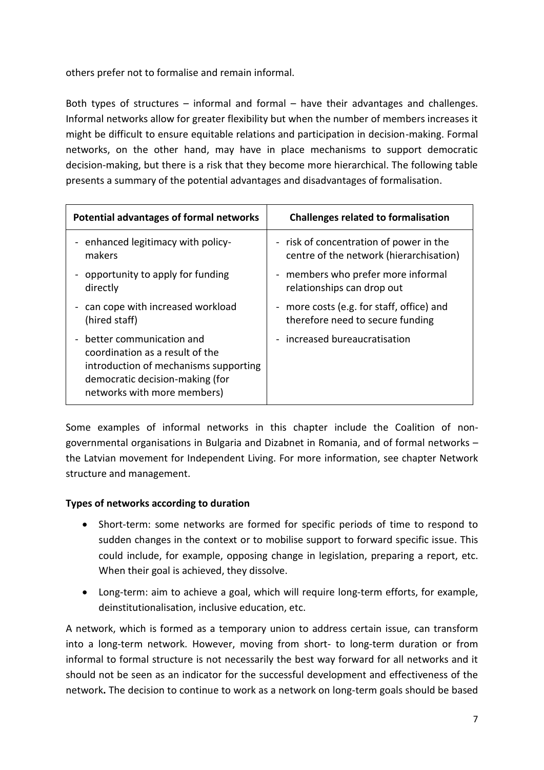others prefer not to formalise and remain informal.

Both types of structures – informal and formal – have their advantages and challenges. Informal networks allow for greater flexibility but when the number of members increases it might be difficult to ensure equitable relations and participation in decision-making. Formal networks, on the other hand, may have in place mechanisms to support democratic decision-making, but there is a risk that they become more hierarchical. The following table presents a summary of the potential advantages and disadvantages of formalisation.

| Potential advantages of formal networks | Challenges related to formalisation |
| --- | --- |
| - enhanced legitimacy with policy-makers<br>- opportunity to apply for funding directly<br>- can cope with increased workload (hired staff)<br>- better communication and coordination as a result of the introduction of mechanisms supporting democratic decision-making (for networks with more members) | - risk of concentration of power in the centre of the network (hierarchisation)<br>- members who prefer more informal relationships can drop out<br>- more costs (e.g. for staff, office) and therefore need to secure funding<br>- increased bureaucratisation |

Some examples of informal networks in this chapter include the Coalition of non-governmental organisations in Bulgaria and Dizabnet in Romania, and of formal networks – the Latvian movement for Independent Living. For more information, see chapter Network structure and management.

**Types of networks according to duration**

- Short-term: some networks are formed for specific periods of time to respond to sudden changes in the context or to mobilise support to forward specific issue. This could include, for example, opposing change in legislation, preparing a report, etc. When their goal is achieved, they dissolve.
- Long-term: aim to achieve a goal, which will require long-term efforts, for example, deinstitutionalisation, inclusive education, etc.

A network, which is formed as a temporary union to address certain issue, can transform into a long-term network. However, moving from short- to long-term duration or from informal to formal structure is not necessarily the best way forward for all networks and it should not be seen as an indicator for the successful development and effectiveness of the network**.** The decision to continue to work as a network on long-term goals should be based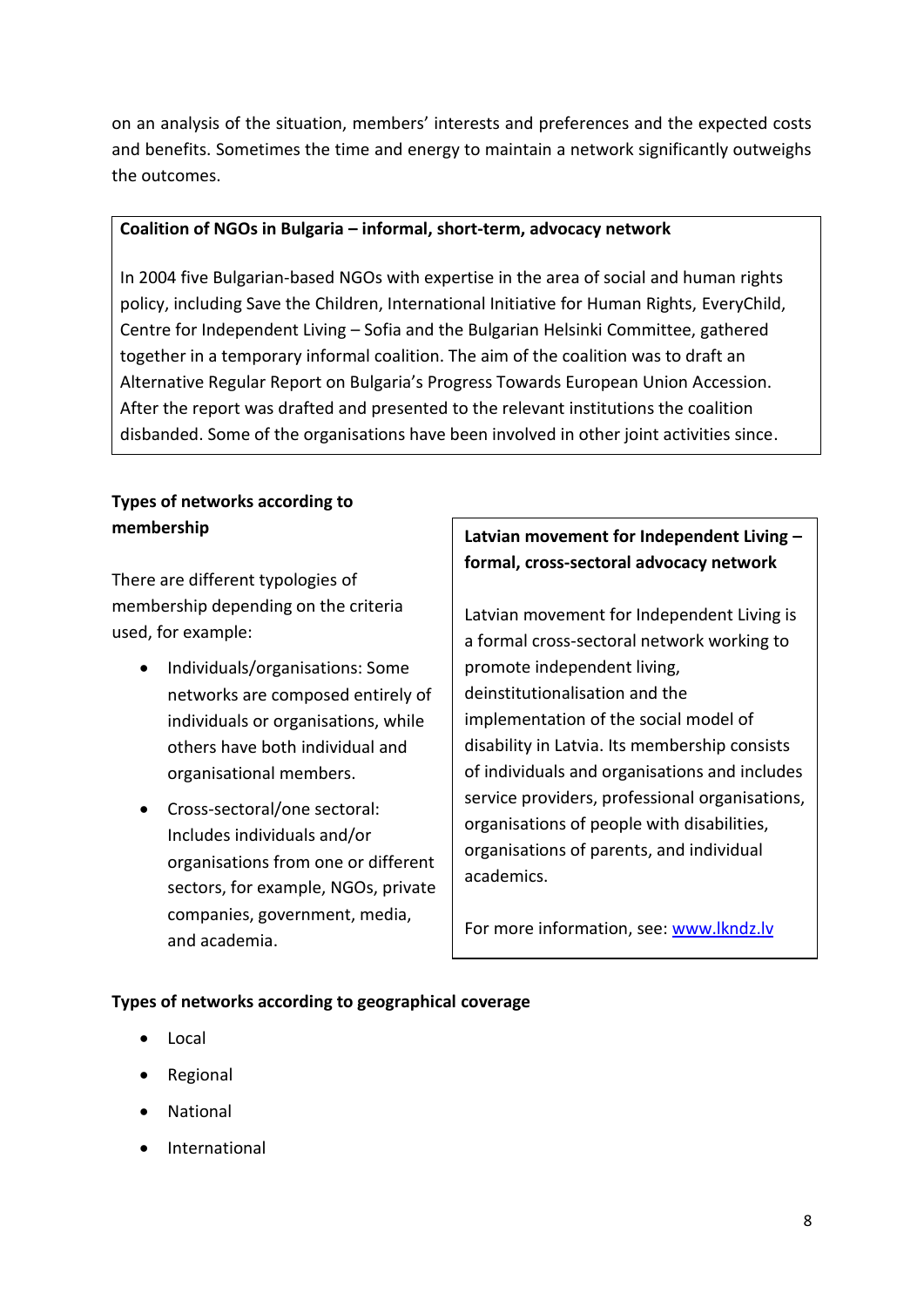on an analysis of the situation, members' interests and preferences and the expected costs and benefits. Sometimes the time and energy to maintain a network significantly outweighs the outcomes.

> **Coalition of NGOs in Bulgaria – informal, short-term, advocacy network**
>
> In 2004 five Bulgarian-based NGOs with expertise in the area of social and human rights policy, including Save the Children, International Initiative for Human Rights, EveryChild, Centre for Independent Living – Sofia and the Bulgarian Helsinki Committee, gathered together in a temporary informal coalition. The aim of the coalition was to draft an Alternative Regular Report on Bulgaria's Progress Towards European Union Accession. After the report was drafted and presented to the relevant institutions the coalition disbanded. Some of the organisations have been involved in other joint activities since.

**Types of networks according to membership**

There are different typologies of membership depending on the criteria used, for example:

- Individuals/organisations: Some networks are composed entirely of individuals or organisations, while others have both individual and organisational members.
- Cross-sectoral/one sectoral: Includes individuals and/or organisations from one or different sectors, for example, NGOs, private companies, government, media, and academia.

> **Latvian movement for Independent Living – formal, cross-sectoral advocacy network**
>
> Latvian movement for Independent Living is a formal cross-sectoral network working to promote independent living, deinstitutionalisation and the implementation of the social model of disability in Latvia. Its membership consists of individuals and organisations and includes service providers, professional organisations, organisations of people with disabilities, organisations of parents, and individual academics.
>
> For more information, see: [www.lkndz.lv](http://www.lkndz.lv)

**Types of networks according to geographical coverage**

- Local
- Regional
- National
- International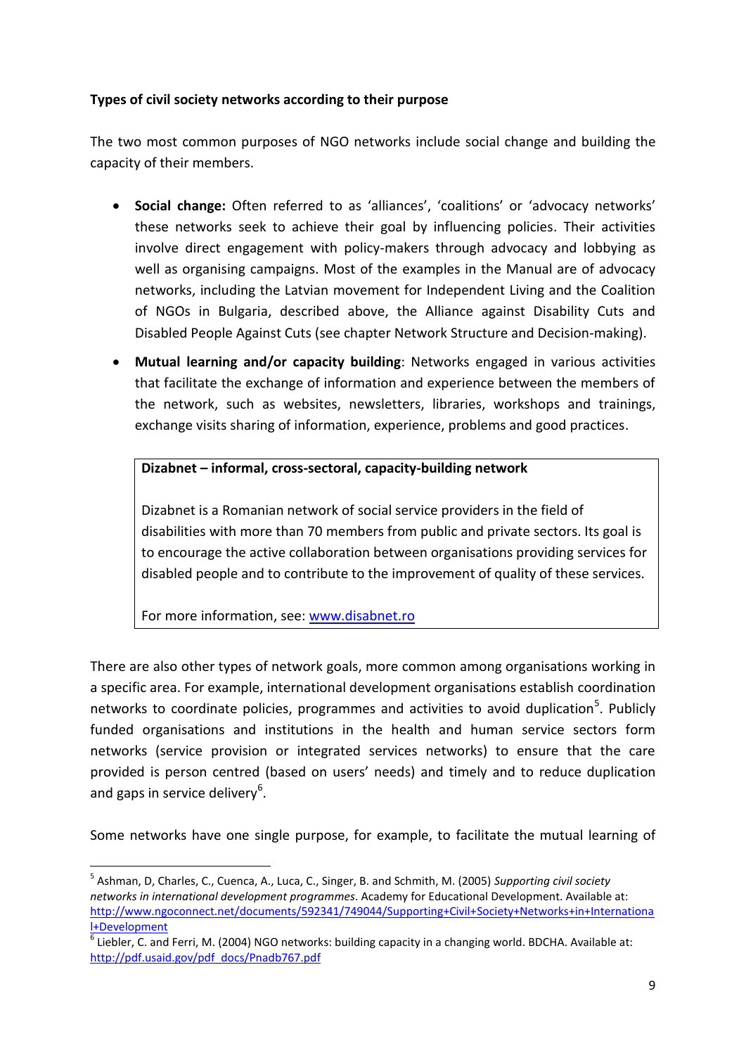**Types of civil society networks according to their purpose**

The two most common purposes of NGO networks include social change and building the capacity of their members.

- **Social change:** Often referred to as 'alliances', 'coalitions' or 'advocacy networks' these networks seek to achieve their goal by influencing policies. Their activities involve direct engagement with policy-makers through advocacy and lobbying as well as organising campaigns. Most of the examples in the Manual are of advocacy networks, including the Latvian movement for Independent Living and the Coalition of NGOs in Bulgaria, described above, the Alliance against Disability Cuts and Disabled People Against Cuts (see chapter Network Structure and Decision-making).
- **Mutual learning and/or capacity building**: Networks engaged in various activities that facilitate the exchange of information and experience between the members of the network, such as websites, newsletters, libraries, workshops and trainings, exchange visits sharing of information, experience, problems and good practices.

> **Dizabnet – informal, cross-sectoral, capacity-building network**
>
> Dizabnet is a Romanian network of social service providers in the field of disabilities with more than 70 members from public and private sectors. Its goal is to encourage the active collaboration between organisations providing services for disabled people and to contribute to the improvement of quality of these services.
>
> For more information, see: [www.disabnet.ro](www.disabnet.ro)

There are also other types of network goals, more common among organisations working in a specific area. For example, international development organisations establish coordination networks to coordinate policies, programmes and activities to avoid duplication[5]. Publicly funded organisations and institutions in the health and human service sectors form networks (service provision or integrated services networks) to ensure that the care provided is person centred (based on users' needs) and timely and to reduce duplication and gaps in service delivery[6].

Some networks have one single purpose, for example, to facilitate the mutual learning of

---

[5] Ashman, D, Charles, C., Cuenca, A., Luca, C., Singer, B. and Schmith, M. (2005) *Supporting civil society networks in international development programmes*. Academy for Educational Development. Available at: http://www.ngoconnect.net/documents/592341/749044/Supporting+Civil+Society+Networks+in+International+Development

[6] Liebler, C. and Ferri, M. (2004) NGO networks: building capacity in a changing world. BDCHA. Available at: http://pdf.usaid.gov/pdf_docs/Pnadb767.pdf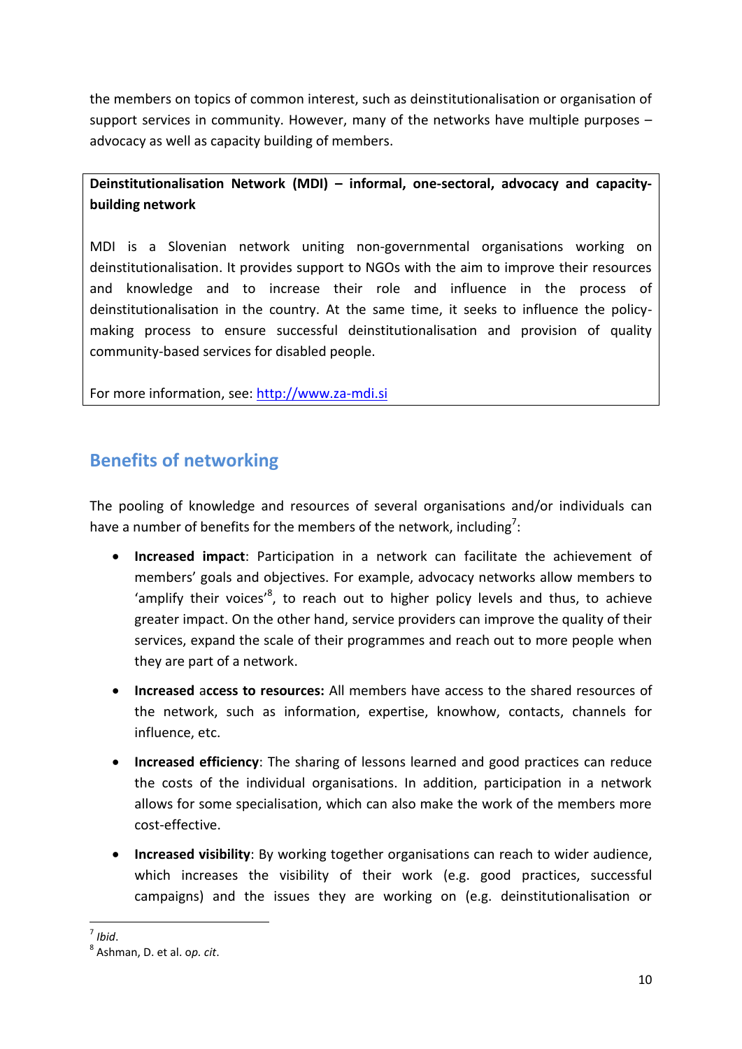the members on topics of common interest, such as deinstitutionalisation or organisation of support services in community. However, many of the networks have multiple purposes – advocacy as well as capacity building of members.

> **Deinstitutionalisation Network (MDI) – informal, one-sectoral, advocacy and capacity-building network**
>
> MDI is a Slovenian network uniting non-governmental organisations working on deinstitutionalisation. It provides support to NGOs with the aim to improve their resources and knowledge and to increase their role and influence in the process of deinstitutionalisation in the country. At the same time, it seeks to influence the policy-making process to ensure successful deinstitutionalisation and provision of quality community-based services for disabled people.
>
> For more information, see: http://www.za-mdi.si

## Benefits of networking

The pooling of knowledge and resources of several organisations and/or individuals can have a number of benefits for the members of the network, including[7]:

- **Increased impact**: Participation in a network can facilitate the achievement of members' goals and objectives. For example, advocacy networks allow members to 'amplify their voices'[8], to reach out to higher policy levels and thus, to achieve greater impact. On the other hand, service providers can improve the quality of their services, expand the scale of their programmes and reach out to more people when they are part of a network.
- **Increased access to resources:** All members have access to the shared resources of the network, such as information, expertise, knowhow, contacts, channels for influence, etc.
- **Increased efficiency**: The sharing of lessons learned and good practices can reduce the costs of the individual organisations. In addition, participation in a network allows for some specialisation, which can also make the work of the members more cost-effective.
- **Increased visibility**: By working together organisations can reach to wider audience, which increases the visibility of their work (e.g. good practices, successful campaigns) and the issues they are working on (e.g. deinstitutionalisation or

[7] *Ibid*.

[8] Ashman, D. et al. o*p. cit*.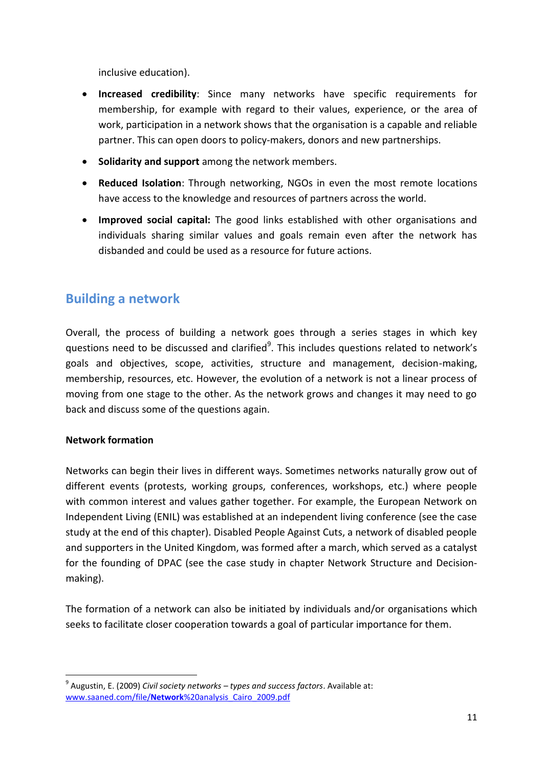inclusive education).

- **Increased credibility**: Since many networks have specific requirements for membership, for example with regard to their values, experience, or the area of work, participation in a network shows that the organisation is a capable and reliable partner. This can open doors to policy-makers, donors and new partnerships.
- **Solidarity and support** among the network members.
- **Reduced Isolation**: Through networking, NGOs in even the most remote locations have access to the knowledge and resources of partners across the world.
- **Improved social capital:** The good links established with other organisations and individuals sharing similar values and goals remain even after the network has disbanded and could be used as a resource for future actions.

## Building a network

Overall, the process of building a network goes through a series stages in which key questions need to be discussed and clarified[9]. This includes questions related to network's goals and objectives, scope, activities, structure and management, decision-making, membership, resources, etc. However, the evolution of a network is not a linear process of moving from one stage to the other. As the network grows and changes it may need to go back and discuss some of the questions again.

**Network formation**

Networks can begin their lives in different ways. Sometimes networks naturally grow out of different events (protests, working groups, conferences, workshops, etc.) where people with common interest and values gather together. For example, the European Network on Independent Living (ENIL) was established at an independent living conference (see the case study at the end of this chapter). Disabled People Against Cuts, a network of disabled people and supporters in the United Kingdom, was formed after a march, which served as a catalyst for the founding of DPAC (see the case study in chapter Network Structure and Decision-making).

The formation of a network can also be initiated by individuals and/or organisations which seeks to facilitate closer cooperation towards a goal of particular importance for them.

---

[9] Augustin, E. (2009) *Civil society networks – types and success factors*. Available at: www.saaned.com/file/**Network**%20analysis_Cairo_2009.pdf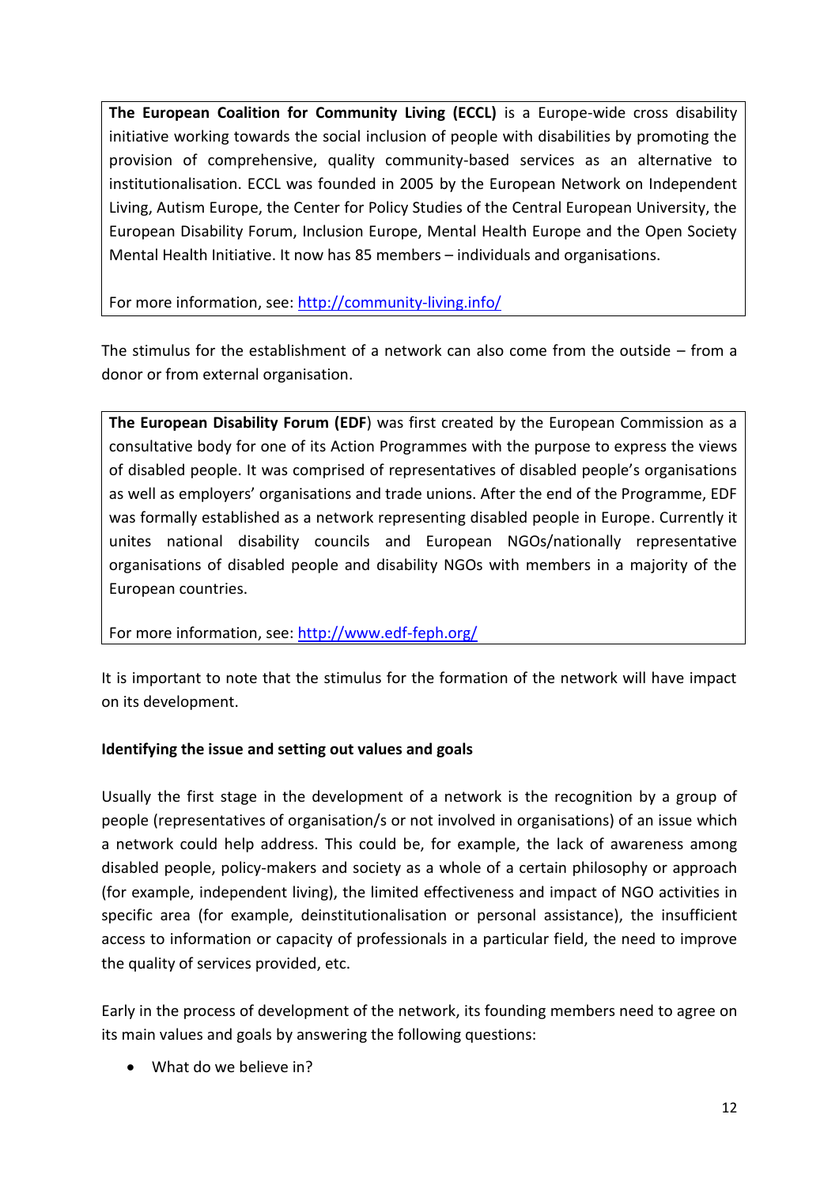**The European Coalition for Community Living (ECCL)** is a Europe-wide cross disability initiative working towards the social inclusion of people with disabilities by promoting the provision of comprehensive, quality community-based services as an alternative to institutionalisation. ECCL was founded in 2005 by the European Network on Independent Living, Autism Europe, the Center for Policy Studies of the Central European University, the European Disability Forum, Inclusion Europe, Mental Health Europe and the Open Society Mental Health Initiative. It now has 85 members – individuals and organisations.

For more information, see: [http://community-living.info/](http://community-living.info/)

The stimulus for the establishment of a network can also come from the outside – from a donor or from external organisation.

**The European Disability Forum (EDF**) was first created by the European Commission as a consultative body for one of its Action Programmes with the purpose to express the views of disabled people. It was comprised of representatives of disabled people's organisations as well as employers' organisations and trade unions. After the end of the Programme, EDF was formally established as a network representing disabled people in Europe. Currently it unites national disability councils and European NGOs/nationally representative organisations of disabled people and disability NGOs with members in a majority of the European countries.

For more information, see: [http://www.edf-feph.org/](http://www.edf-feph.org/)

It is important to note that the stimulus for the formation of the network will have impact on its development.

**Identifying the issue and setting out values and goals**

Usually the first stage in the development of a network is the recognition by a group of people (representatives of organisation/s or not involved in organisations) of an issue which a network could help address. This could be, for example, the lack of awareness among disabled people, policy-makers and society as a whole of a certain philosophy or approach (for example, independent living), the limited effectiveness and impact of NGO activities in specific area (for example, deinstitutionalisation or personal assistance), the insufficient access to information or capacity of professionals in a particular field, the need to improve the quality of services provided, etc.

Early in the process of development of the network, its founding members need to agree on its main values and goals by answering the following questions:

- What do we believe in?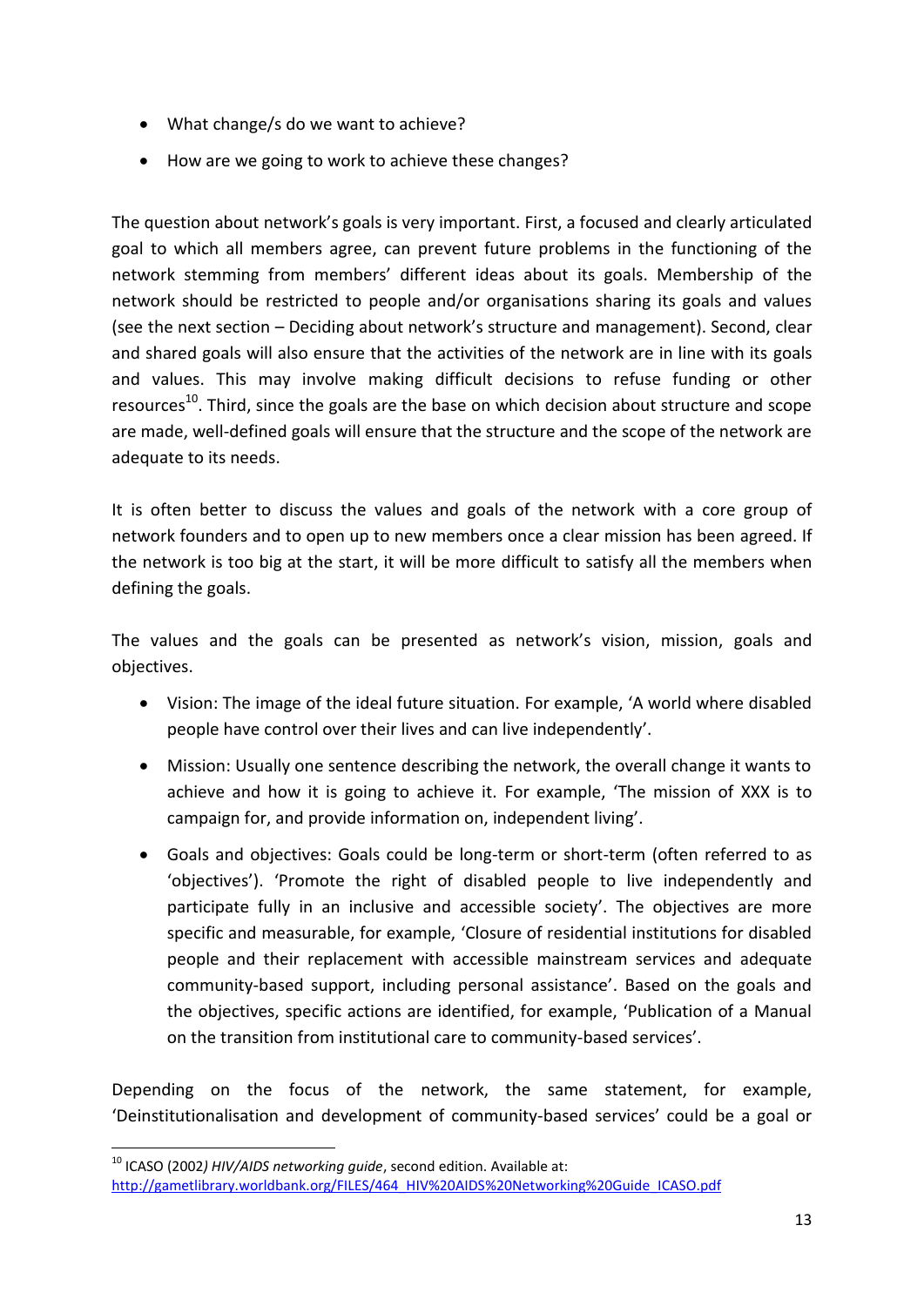- What change/s do we want to achieve?
- How are we going to work to achieve these changes?

The question about network's goals is very important. First, a focused and clearly articulated goal to which all members agree, can prevent future problems in the functioning of the network stemming from members' different ideas about its goals. Membership of the network should be restricted to people and/or organisations sharing its goals and values (see the next section – Deciding about network's structure and management). Second, clear and shared goals will also ensure that the activities of the network are in line with its goals and values. This may involve making difficult decisions to refuse funding or other resources[10]. Third, since the goals are the base on which decision about structure and scope are made, well-defined goals will ensure that the structure and the scope of the network are adequate to its needs.

It is often better to discuss the values and goals of the network with a core group of network founders and to open up to new members once a clear mission has been agreed. If the network is too big at the start, it will be more difficult to satisfy all the members when defining the goals.

The values and the goals can be presented as network's vision, mission, goals and objectives.

- Vision: The image of the ideal future situation. For example, 'A world where disabled people have control over their lives and can live independently'.
- Mission: Usually one sentence describing the network, the overall change it wants to achieve and how it is going to achieve it. For example, 'The mission of XXX is to campaign for, and provide information on, independent living'.
- Goals and objectives: Goals could be long-term or short-term (often referred to as 'objectives'). 'Promote the right of disabled people to live independently and participate fully in an inclusive and accessible society'. The objectives are more specific and measurable, for example, 'Closure of residential institutions for disabled people and their replacement with accessible mainstream services and adequate community-based support, including personal assistance'. Based on the goals and the objectives, specific actions are identified, for example, 'Publication of a Manual on the transition from institutional care to community-based services'.

Depending on the focus of the network, the same statement, for example, 'Deinstitutionalisation and development of community-based services' could be a goal or

[10] ICASO (2002) *HIV/AIDS networking guide*, second edition. Available at: http://gametlibrary.worldbank.org/FILES/464_HIV%20AIDS%20Networking%20Guide_ICASO.pdf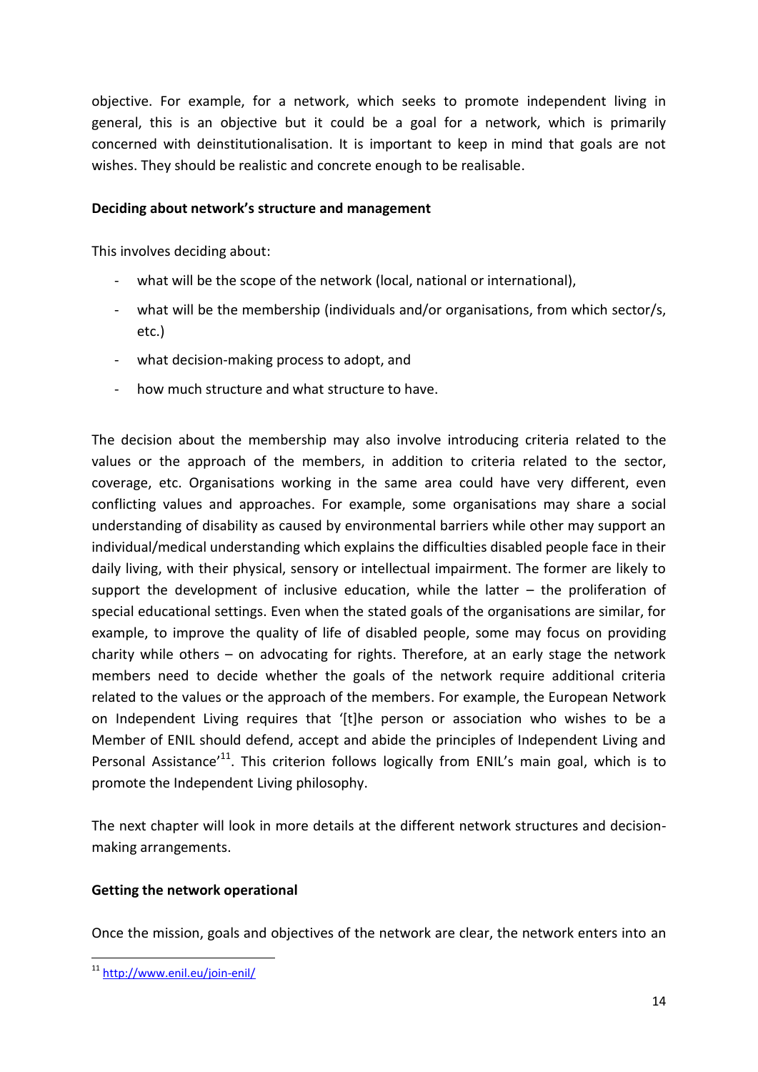objective. For example, for a network, which seeks to promote independent living in general, this is an objective but it could be a goal for a network, which is primarily concerned with deinstitutionalisation. It is important to keep in mind that goals are not wishes. They should be realistic and concrete enough to be realisable.

**Deciding about network's structure and management**

This involves deciding about:

- what will be the scope of the network (local, national or international),
- what will be the membership (individuals and/or organisations, from which sector/s, etc.)
- what decision-making process to adopt, and
- how much structure and what structure to have.

The decision about the membership may also involve introducing criteria related to the values or the approach of the members, in addition to criteria related to the sector, coverage, etc. Organisations working in the same area could have very different, even conflicting values and approaches. For example, some organisations may share a social understanding of disability as caused by environmental barriers while other may support an individual/medical understanding which explains the difficulties disabled people face in their daily living, with their physical, sensory or intellectual impairment. The former are likely to support the development of inclusive education, while the latter – the proliferation of special educational settings. Even when the stated goals of the organisations are similar, for example, to improve the quality of life of disabled people, some may focus on providing charity while others – on advocating for rights. Therefore, at an early stage the network members need to decide whether the goals of the network require additional criteria related to the values or the approach of the members. For example, the European Network on Independent Living requires that '[t]he person or association who wishes to be a Member of ENIL should defend, accept and abide the principles of Independent Living and Personal Assistance'[11]. This criterion follows logically from ENIL's main goal, which is to promote the Independent Living philosophy.

The next chapter will look in more details at the different network structures and decision-making arrangements.

**Getting the network operational**

Once the mission, goals and objectives of the network are clear, the network enters into an

[11] http://www.enil.eu/join-enil/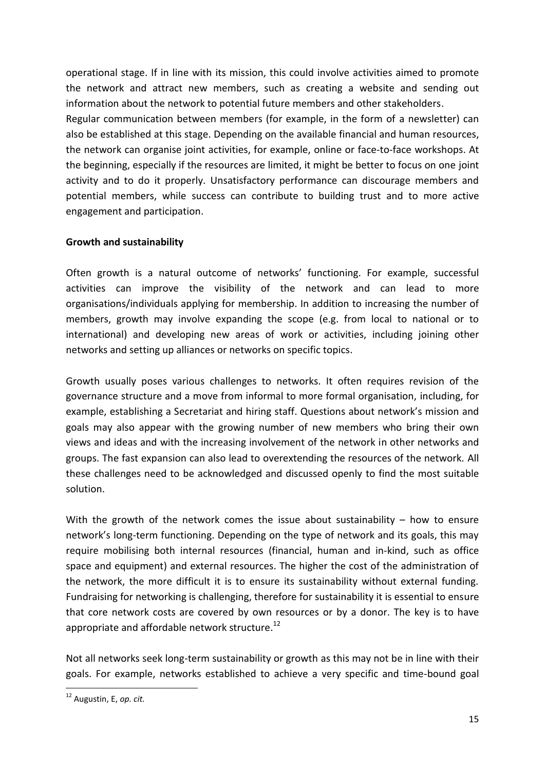operational stage. If in line with its mission, this could involve activities aimed to promote the network and attract new members, such as creating a website and sending out information about the network to potential future members and other stakeholders.
Regular communication between members (for example, in the form of a newsletter) can also be established at this stage. Depending on the available financial and human resources, the network can organise joint activities, for example, online or face-to-face workshops. At the beginning, especially if the resources are limited, it might be better to focus on one joint activity and to do it properly. Unsatisfactory performance can discourage members and potential members, while success can contribute to building trust and to more active engagement and participation.

**Growth and sustainability**

Often growth is a natural outcome of networks' functioning. For example, successful activities can improve the visibility of the network and can lead to more organisations/individuals applying for membership. In addition to increasing the number of members, growth may involve expanding the scope (e.g. from local to national or to international) and developing new areas of work or activities, including joining other networks and setting up alliances or networks on specific topics.

Growth usually poses various challenges to networks. It often requires revision of the governance structure and a move from informal to more formal organisation, including, for example, establishing a Secretariat and hiring staff. Questions about network's mission and goals may also appear with the growing number of new members who bring their own views and ideas and with the increasing involvement of the network in other networks and groups. The fast expansion can also lead to overextending the resources of the network. All these challenges need to be acknowledged and discussed openly to find the most suitable solution.

With the growth of the network comes the issue about sustainability – how to ensure network's long-term functioning. Depending on the type of network and its goals, this may require mobilising both internal resources (financial, human and in-kind, such as office space and equipment) and external resources. The higher the cost of the administration of the network, the more difficult it is to ensure its sustainability without external funding. Fundraising for networking is challenging, therefore for sustainability it is essential to ensure that core network costs are covered by own resources or by a donor. The key is to have appropriate and affordable network structure.[12]

Not all networks seek long-term sustainability or growth as this may not be in line with their goals. For example, networks established to achieve a very specific and time-bound goal

[12] Augustin, E, *op. cit.*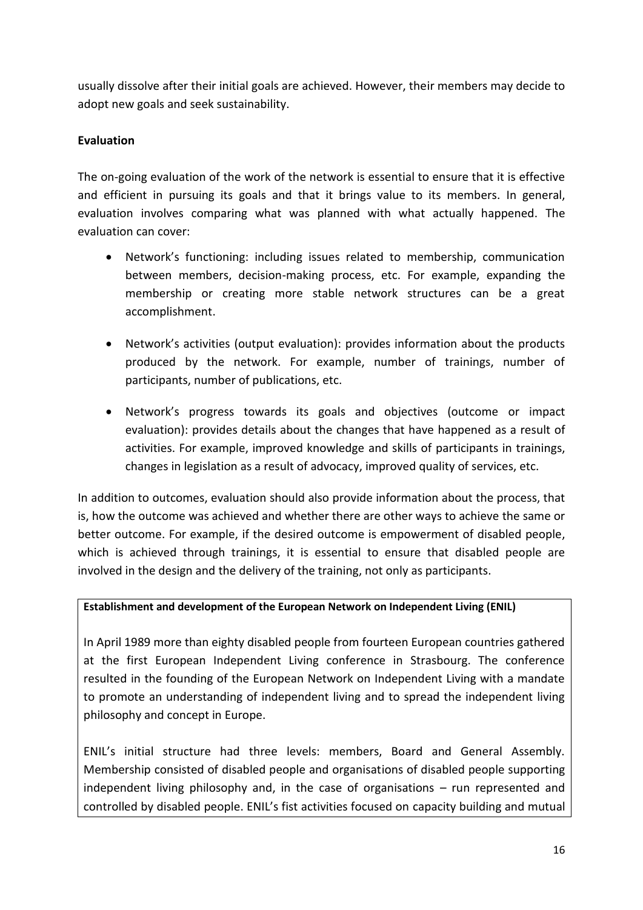usually dissolve after their initial goals are achieved. However, their members may decide to adopt new goals and seek sustainability.

**Evaluation**

The on-going evaluation of the work of the network is essential to ensure that it is effective and efficient in pursuing its goals and that it brings value to its members. In general, evaluation involves comparing what was planned with what actually happened. The evaluation can cover:

- Network's functioning: including issues related to membership, communication between members, decision-making process, etc. For example, expanding the membership or creating more stable network structures can be a great accomplishment.
- Network's activities (output evaluation): provides information about the products produced by the network. For example, number of trainings, number of participants, number of publications, etc.
- Network's progress towards its goals and objectives (outcome or impact evaluation): provides details about the changes that have happened as a result of activities. For example, improved knowledge and skills of participants in trainings, changes in legislation as a result of advocacy, improved quality of services, etc.

In addition to outcomes, evaluation should also provide information about the process, that is, how the outcome was achieved and whether there are other ways to achieve the same or better outcome. For example, if the desired outcome is empowerment of disabled people, which is achieved through trainings, it is essential to ensure that disabled people are involved in the design and the delivery of the training, not only as participants.

**Establishment and development of the European Network on Independent Living (ENIL)**

In April 1989 more than eighty disabled people from fourteen European countries gathered at the first European Independent Living conference in Strasbourg. The conference resulted in the founding of the European Network on Independent Living with a mandate to promote an understanding of independent living and to spread the independent living philosophy and concept in Europe.

ENIL's initial structure had three levels: members, Board and General Assembly. Membership consisted of disabled people and organisations of disabled people supporting independent living philosophy and, in the case of organisations – run represented and controlled by disabled people. ENIL's fist activities focused on capacity building and mutual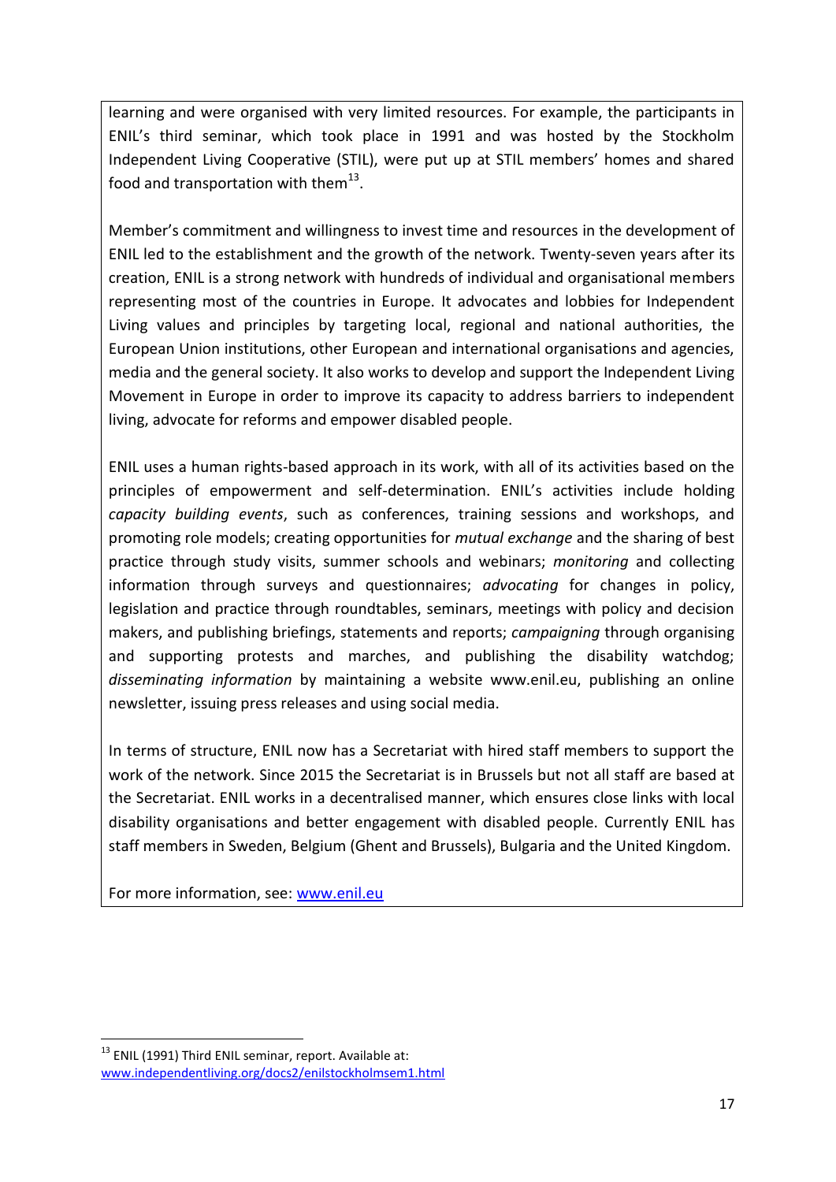learning and were organised with very limited resources. For example, the participants in ENIL's third seminar, which took place in 1991 and was hosted by the Stockholm Independent Living Cooperative (STIL), were put up at STIL members' homes and shared food and transportation with them[13].

Member's commitment and willingness to invest time and resources in the development of ENIL led to the establishment and the growth of the network. Twenty-seven years after its creation, ENIL is a strong network with hundreds of individual and organisational members representing most of the countries in Europe. It advocates and lobbies for Independent Living values and principles by targeting local, regional and national authorities, the European Union institutions, other European and international organisations and agencies, media and the general society. It also works to develop and support the Independent Living Movement in Europe in order to improve its capacity to address barriers to independent living, advocate for reforms and empower disabled people.

ENIL uses a human rights-based approach in its work, with all of its activities based on the principles of empowerment and self-determination. ENIL's activities include holding *capacity building events*, such as conferences, training sessions and workshops, and promoting role models; creating opportunities for *mutual exchange* and the sharing of best practice through study visits, summer schools and webinars; *monitoring* and collecting information through surveys and questionnaires; *advocating* for changes in policy, legislation and practice through roundtables, seminars, meetings with policy and decision makers, and publishing briefings, statements and reports; *campaigning* through organising and supporting protests and marches, and publishing the disability watchdog; *disseminating information* by maintaining a website www.enil.eu, publishing an online newsletter, issuing press releases and using social media.

In terms of structure, ENIL now has a Secretariat with hired staff members to support the work of the network. Since 2015 the Secretariat is in Brussels but not all staff are based at the Secretariat. ENIL works in a decentralised manner, which ensures close links with local disability organisations and better engagement with disabled people. Currently ENIL has staff members in Sweden, Belgium (Ghent and Brussels), Bulgaria and the United Kingdom.

For more information, see: [www.enil.eu](http://www.enil.eu)

---

[13] ENIL (1991) Third ENIL seminar, report. Available at: [www.independentliving.org/docs2/enilstockholmsem1.html](http://www.independentliving.org/docs2/enilstockholmsem1.html)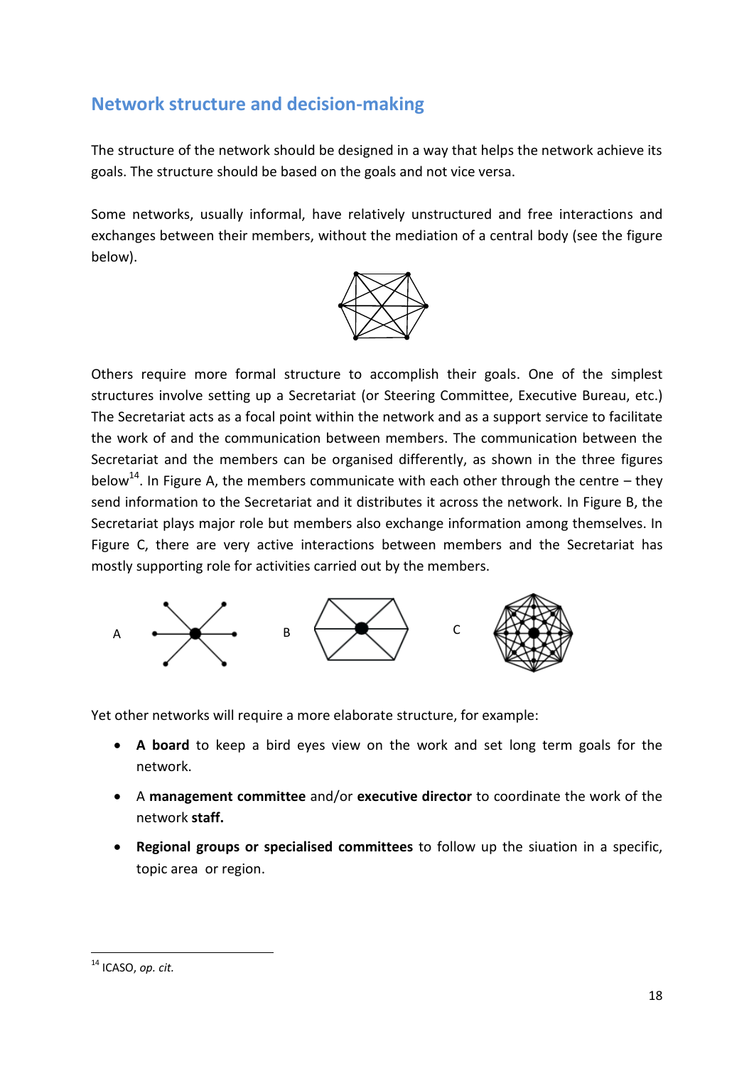## Network structure and decision-making

The structure of the network should be designed in a way that helps the network achieve its goals. The structure should be based on the goals and not vice versa.

Some networks, usually informal, have relatively unstructured and free interactions and exchanges between their members, without the mediation of a central body (see the figure below).

Others require more formal structure to accomplish their goals. One of the simplest structures involve setting up a Secretariat (or Steering Committee, Executive Bureau, etc.) The Secretariat acts as a focal point within the network and as a support service to facilitate the work of and the communication between members. The communication between the Secretariat and the members can be organised differently, as shown in the three figures below[14]. In Figure A, the members communicate with each other through the centre – they send information to the Secretariat and it distributes it across the network. In Figure B, the Secretariat plays major role but members also exchange information among themselves. In Figure C, there are very active interactions between members and the Secretariat has mostly supporting role for activities carried out by the members.

A B C

Yet other networks will require a more elaborate structure, for example:

- **A board** to keep a bird eyes view on the work and set long term goals for the network.
- A **management committee** and/or **executive director** to coordinate the work of the network **staff.**
- **Regional groups or specialised committees** to follow up the siuation in a specific, topic area or region.

---

[14] ICASO, *op. cit.*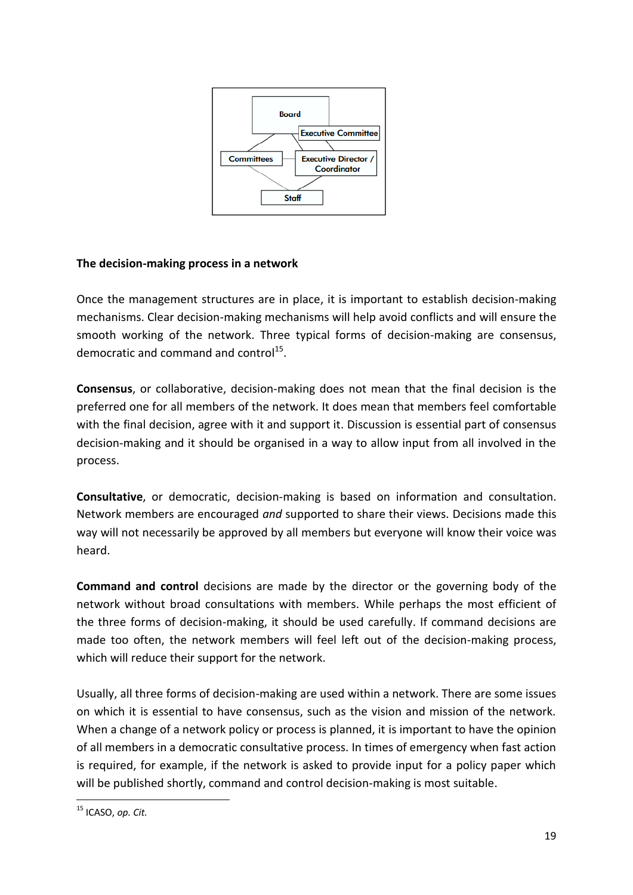Board

Executive Committee

Committees

Executive Director / Coordinator

Staff

**The decision-making process in a network**

Once the management structures are in place, it is important to establish decision-making mechanisms. Clear decision-making mechanisms will help avoid conflicts and will ensure the smooth working of the network. Three typical forms of decision-making are consensus, democratic and command and control[15].

**Consensus**, or collaborative, decision-making does not mean that the final decision is the preferred one for all members of the network. It does mean that members feel comfortable with the final decision, agree with it and support it. Discussion is essential part of consensus decision-making and it should be organised in a way to allow input from all involved in the process.

**Consultative**, or democratic, decision-making is based on information and consultation. Network members are encouraged *and* supported to share their views. Decisions made this way will not necessarily be approved by all members but everyone will know their voice was heard.

**Command and control** decisions are made by the director or the governing body of the network without broad consultations with members. While perhaps the most efficient of the three forms of decision-making, it should be used carefully. If command decisions are made too often, the network members will feel left out of the decision-making process, which will reduce their support for the network.

Usually, all three forms of decision-making are used within a network. There are some issues on which it is essential to have consensus, such as the vision and mission of the network. When a change of a network policy or process is planned, it is important to have the opinion of all members in a democratic consultative process. In times of emergency when fast action is required, for example, if the network is asked to provide input for a policy paper which will be published shortly, command and control decision-making is most suitable.

[15] ICASO, *op. Cit.*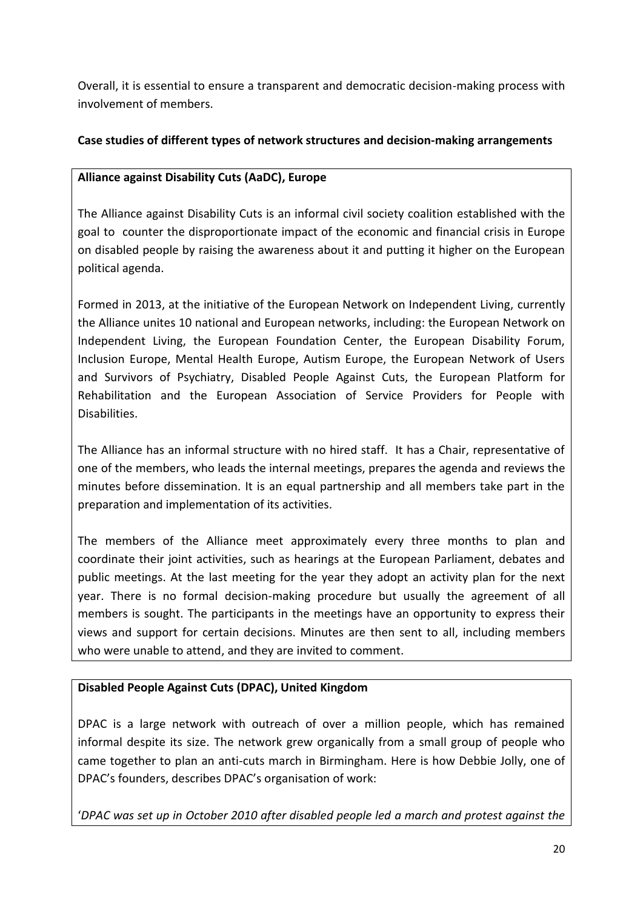Overall, it is essential to ensure a transparent and democratic decision-making process with involvement of members.

**Case studies of different types of network structures and decision-making arrangements**

**Alliance against Disability Cuts (AaDC), Europe**

The Alliance against Disability Cuts is an informal civil society coalition established with the goal to counter the disproportionate impact of the economic and financial crisis in Europe on disabled people by raising the awareness about it and putting it higher on the European political agenda.

Formed in 2013, at the initiative of the European Network on Independent Living, currently the Alliance unites 10 national and European networks, including: the European Network on Independent Living, the European Foundation Center, the European Disability Forum, Inclusion Europe, Mental Health Europe, Autism Europe, the European Network of Users and Survivors of Psychiatry, Disabled People Against Cuts, the European Platform for Rehabilitation and the European Association of Service Providers for People with Disabilities.

The Alliance has an informal structure with no hired staff. It has a Chair, representative of one of the members, who leads the internal meetings, prepares the agenda and reviews the minutes before dissemination. It is an equal partnership and all members take part in the preparation and implementation of its activities.

The members of the Alliance meet approximately every three months to plan and coordinate their joint activities, such as hearings at the European Parliament, debates and public meetings. At the last meeting for the year they adopt an activity plan for the next year. There is no formal decision-making procedure but usually the agreement of all members is sought. The participants in the meetings have an opportunity to express their views and support for certain decisions. Minutes are then sent to all, including members who were unable to attend, and they are invited to comment.

**Disabled People Against Cuts (DPAC), United Kingdom**

DPAC is a large network with outreach of over a million people, which has remained informal despite its size. The network grew organically from a small group of people who came together to plan an anti-cuts march in Birmingham. Here is how Debbie Jolly, one of DPAC's founders, describes DPAC's organisation of work:

'*DPAC was set up in October 2010 after disabled people led a march and protest against the*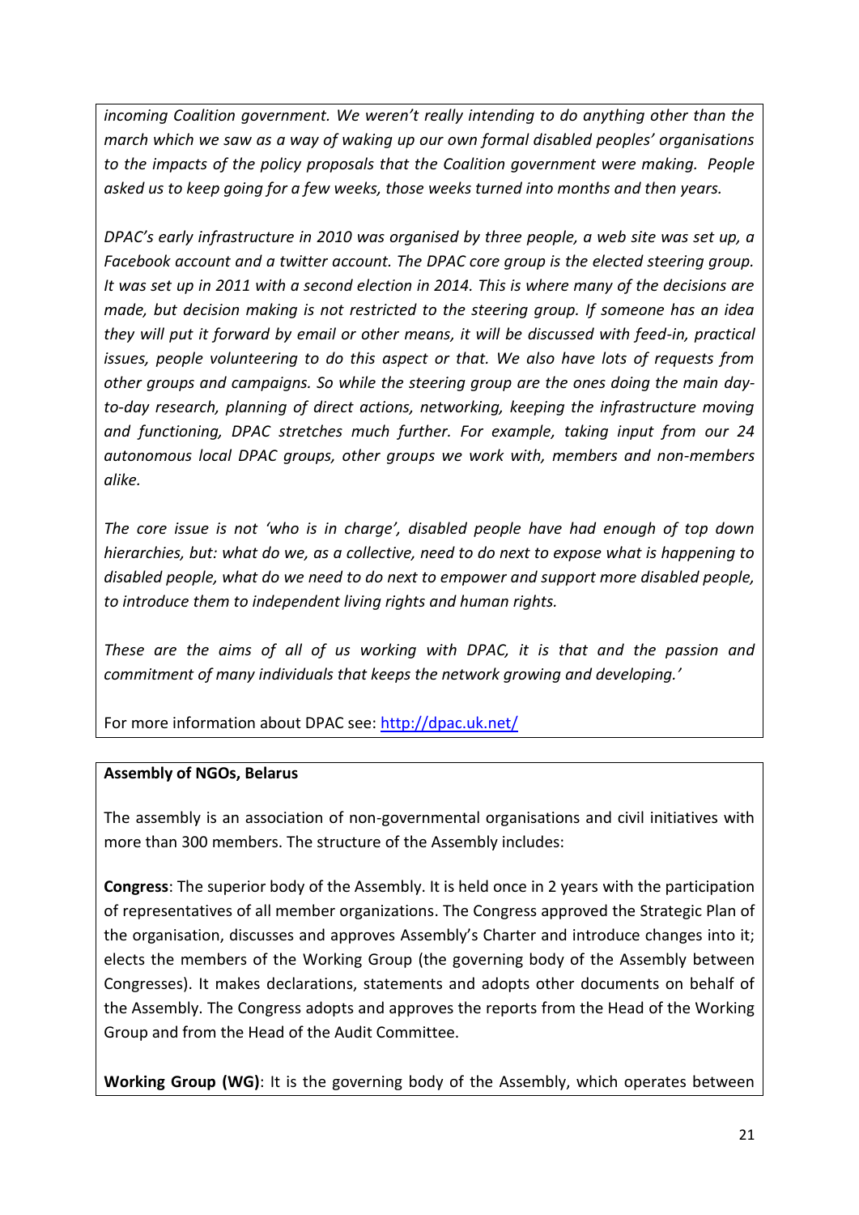*incoming Coalition government. We weren't really intending to do anything other than the march which we saw as a way of waking up our own formal disabled peoples' organisations to the impacts of the policy proposals that the Coalition government were making. People asked us to keep going for a few weeks, those weeks turned into months and then years.*

*DPAC's early infrastructure in 2010 was organised by three people, a web site was set up, a Facebook account and a twitter account. The DPAC core group is the elected steering group. It was set up in 2011 with a second election in 2014. This is where many of the decisions are made, but decision making is not restricted to the steering group. If someone has an idea they will put it forward by email or other means, it will be discussed with feed-in, practical issues, people volunteering to do this aspect or that. We also have lots of requests from other groups and campaigns. So while the steering group are the ones doing the main day-to-day research, planning of direct actions, networking, keeping the infrastructure moving and functioning, DPAC stretches much further. For example, taking input from our 24 autonomous local DPAC groups, other groups we work with, members and non-members alike.*

*The core issue is not 'who is in charge', disabled people have had enough of top down hierarchies, but: what do we, as a collective, need to do next to expose what is happening to disabled people, what do we need to do next to empower and support more disabled people, to introduce them to independent living rights and human rights.*

*These are the aims of all of us working with DPAC, it is that and the passion and commitment of many individuals that keeps the network growing and developing.'*

For more information about DPAC see: http://dpac.uk.net/

**Assembly of NGOs, Belarus**

The assembly is an association of non-governmental organisations and civil initiatives with more than 300 members. The structure of the Assembly includes:

**Congress**: The superior body of the Assembly. It is held once in 2 years with the participation of representatives of all member organizations. The Congress approved the Strategic Plan of the organisation, discusses and approves Assembly's Charter and introduce changes into it; elects the members of the Working Group (the governing body of the Assembly between Congresses). It makes declarations, statements and adopts other documents on behalf of the Assembly. The Congress adopts and approves the reports from the Head of the Working Group and from the Head of the Audit Committee.

**Working Group (WG)**: It is the governing body of the Assembly, which operates between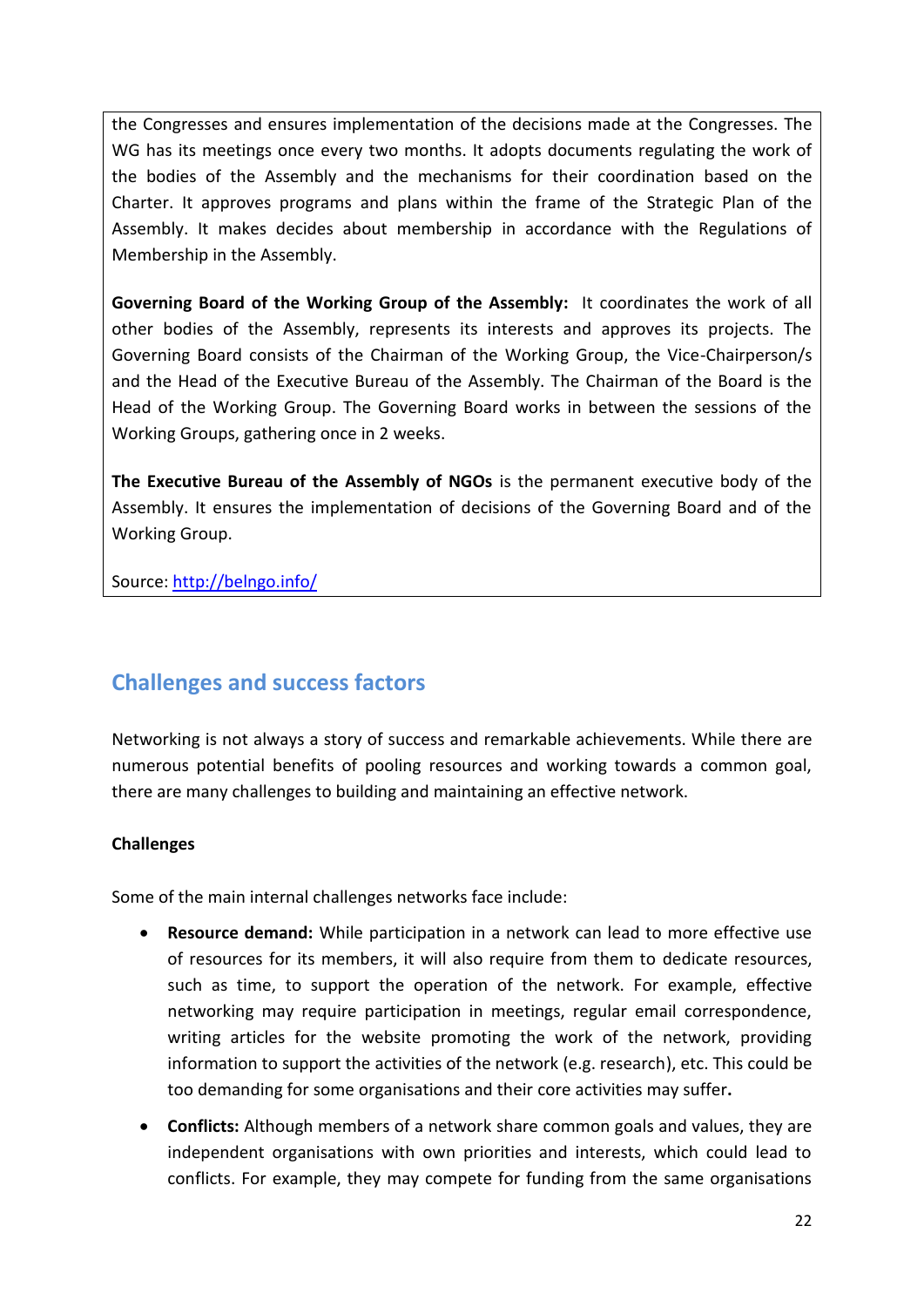the Congresses and ensures implementation of the decisions made at the Congresses. The WG has its meetings once every two months. It adopts documents regulating the work of the bodies of the Assembly and the mechanisms for their coordination based on the Charter. It approves programs and plans within the frame of the Strategic Plan of the Assembly. It makes decides about membership in accordance with the Regulations of Membership in the Assembly.

**Governing Board of the Working Group of the Assembly:** It coordinates the work of all other bodies of the Assembly, represents its interests and approves its projects. The Governing Board consists of the Chairman of the Working Group, the Vice-Chairperson/s and the Head of the Executive Bureau of the Assembly. The Chairman of the Board is the Head of the Working Group. The Governing Board works in between the sessions of the Working Groups, gathering once in 2 weeks.

**The Executive Bureau of the Assembly of NGOs** is the permanent executive body of the Assembly. It ensures the implementation of decisions of the Governing Board and of the Working Group.

Source: [http://belngo.info/](http://belngo.info/)

## Challenges and success factors

Networking is not always a story of success and remarkable achievements. While there are numerous potential benefits of pooling resources and working towards a common goal, there are many challenges to building and maintaining an effective network.

**Challenges**

Some of the main internal challenges networks face include:

- **Resource demand:** While participation in a network can lead to more effective use of resources for its members, it will also require from them to dedicate resources, such as time, to support the operation of the network. For example, effective networking may require participation in meetings, regular email correspondence, writing articles for the website promoting the work of the network, providing information to support the activities of the network (e.g. research), etc. This could be too demanding for some organisations and their core activities may suffer**.**
- **Conflicts:** Although members of a network share common goals and values, they are independent organisations with own priorities and interests, which could lead to conflicts. For example, they may compete for funding from the same organisations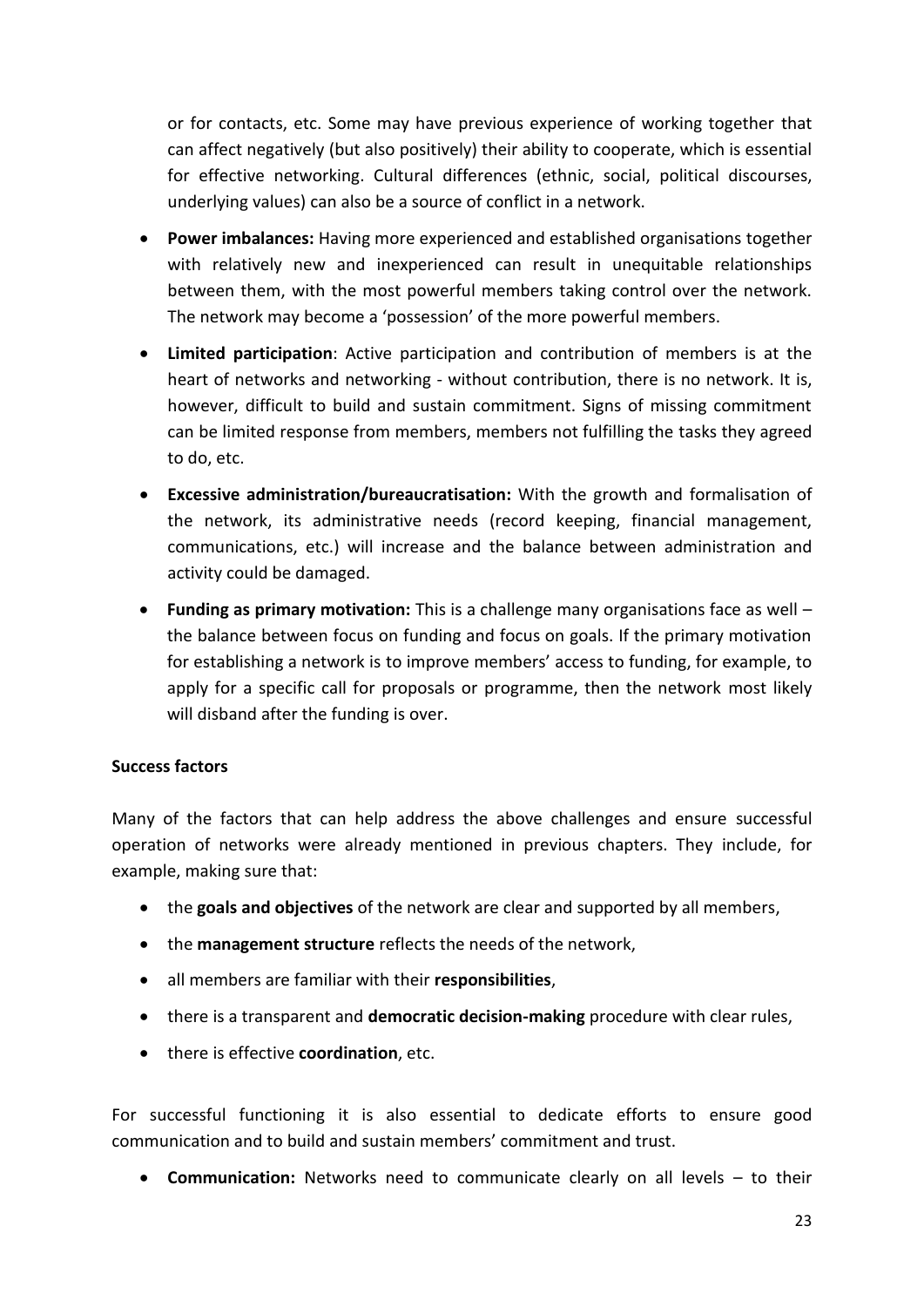or for contacts, etc. Some may have previous experience of working together that can affect negatively (but also positively) their ability to cooperate, which is essential for effective networking. Cultural differences (ethnic, social, political discourses, underlying values) can also be a source of conflict in a network.

- **Power imbalances:** Having more experienced and established organisations together with relatively new and inexperienced can result in unequitable relationships between them, with the most powerful members taking control over the network. The network may become a 'possession' of the more powerful members.
- **Limited participation**: Active participation and contribution of members is at the heart of networks and networking - without contribution, there is no network. It is, however, difficult to build and sustain commitment. Signs of missing commitment can be limited response from members, members not fulfilling the tasks they agreed to do, etc.
- **Excessive administration/bureaucratisation:** With the growth and formalisation of the network, its administrative needs (record keeping, financial management, communications, etc.) will increase and the balance between administration and activity could be damaged.
- **Funding as primary motivation:** This is a challenge many organisations face as well – the balance between focus on funding and focus on goals. If the primary motivation for establishing a network is to improve members' access to funding, for example, to apply for a specific call for proposals or programme, then the network most likely will disband after the funding is over.

**Success factors**

Many of the factors that can help address the above challenges and ensure successful operation of networks were already mentioned in previous chapters. They include, for example, making sure that:

- the **goals and objectives** of the network are clear and supported by all members,
- the **management structure** reflects the needs of the network,
- all members are familiar with their **responsibilities**,
- there is a transparent and **democratic decision-making** procedure with clear rules,
- there is effective **coordination**, etc.

For successful functioning it is also essential to dedicate efforts to ensure good communication and to build and sustain members' commitment and trust.

- **Communication:** Networks need to communicate clearly on all levels – to their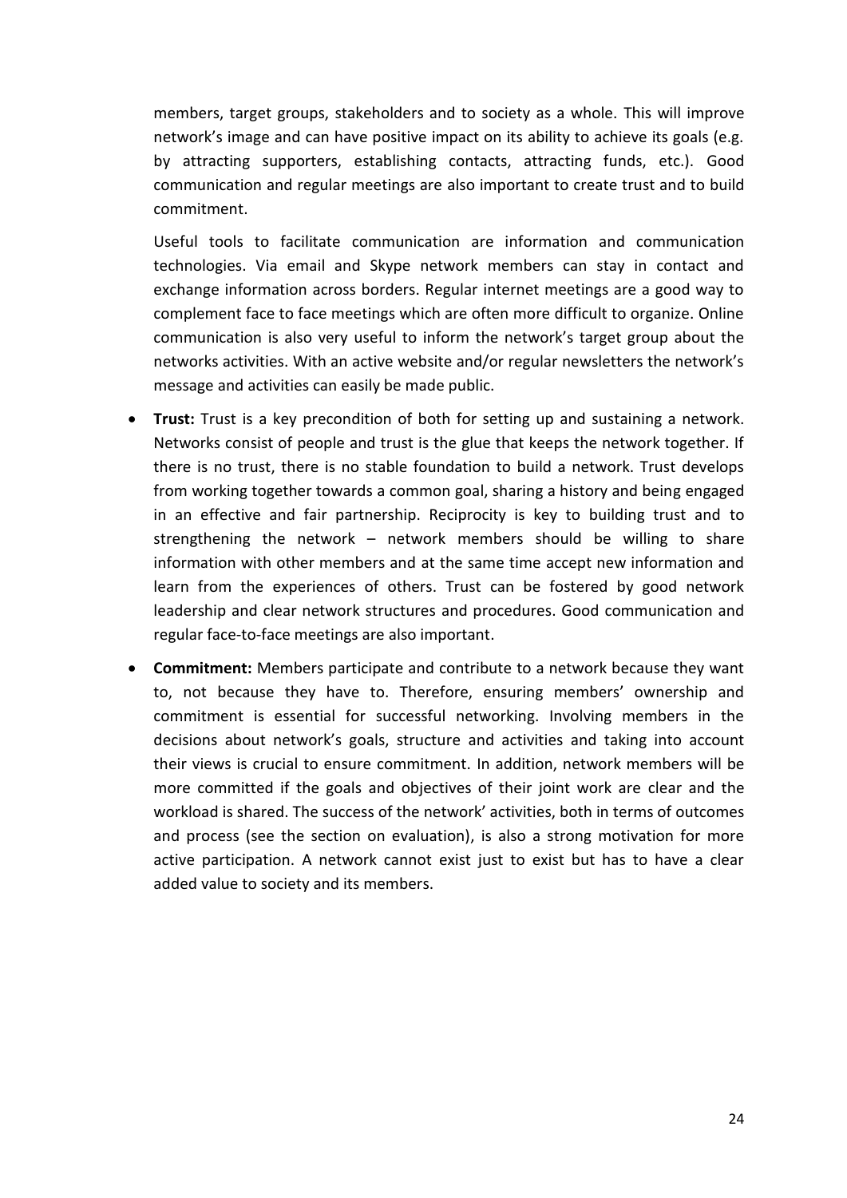members, target groups, stakeholders and to society as a whole. This will improve network's image and can have positive impact on its ability to achieve its goals (e.g. by attracting supporters, establishing contacts, attracting funds, etc.). Good communication and regular meetings are also important to create trust and to build commitment.

Useful tools to facilitate communication are information and communication technologies. Via email and Skype network members can stay in contact and exchange information across borders. Regular internet meetings are a good way to complement face to face meetings which are often more difficult to organize. Online communication is also very useful to inform the network's target group about the networks activities. With an active website and/or regular newsletters the network's message and activities can easily be made public.

- **Trust:** Trust is a key precondition of both for setting up and sustaining a network. Networks consist of people and trust is the glue that keeps the network together. If there is no trust, there is no stable foundation to build a network. Trust develops from working together towards a common goal, sharing a history and being engaged in an effective and fair partnership. Reciprocity is key to building trust and to strengthening the network – network members should be willing to share information with other members and at the same time accept new information and learn from the experiences of others. Trust can be fostered by good network leadership and clear network structures and procedures. Good communication and regular face-to-face meetings are also important.
- **Commitment:** Members participate and contribute to a network because they want to, not because they have to. Therefore, ensuring members' ownership and commitment is essential for successful networking. Involving members in the decisions about network's goals, structure and activities and taking into account their views is crucial to ensure commitment. In addition, network members will be more committed if the goals and objectives of their joint work are clear and the workload is shared. The success of the network' activities, both in terms of outcomes and process (see the section on evaluation), is also a strong motivation for more active participation. A network cannot exist just to exist but has to have a clear added value to society and its members.